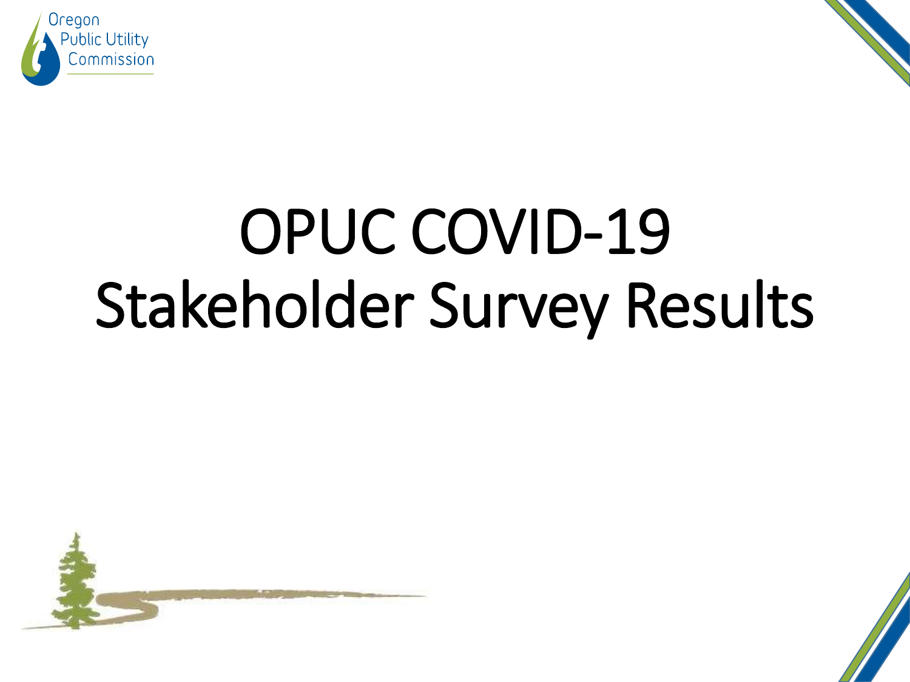Oregon Public Utility Commission

# OPUC COVID-19 Stakeholder Survey Results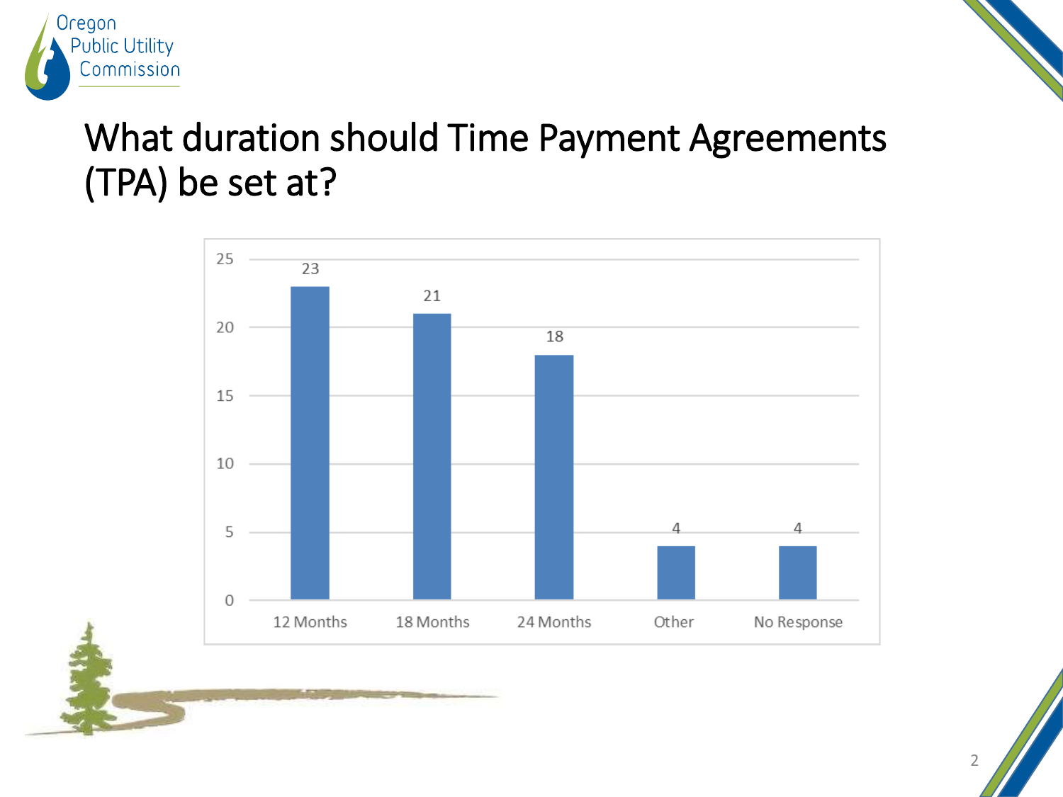# What duration should Time Payment Agreements (TPA) be set at?

| Response | Count |
|---|---|
| 12 Months | 23 |
| 18 Months | 21 |
| 24 Months | 18 |
| Other | 4 |
| No Response | 4 |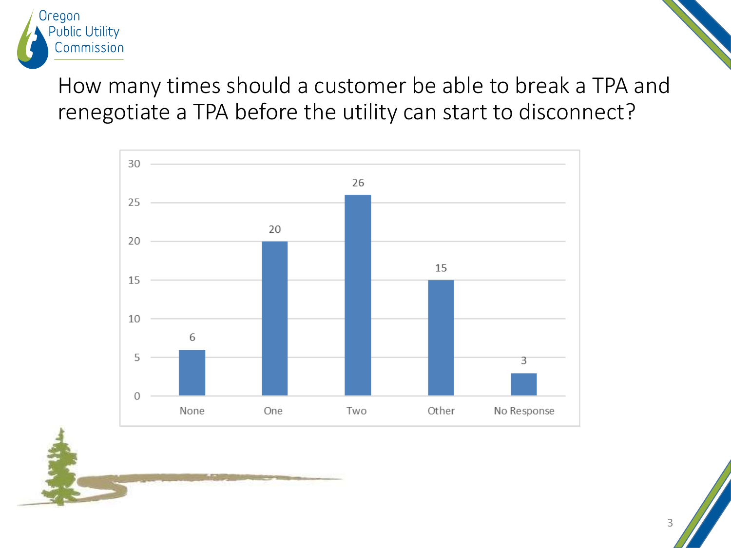# How many times should a customer be able to break a TPA and renegotiate a TPA before the utility can start to disconnect?

| Response | Count |
|---|---|
| None | 6 |
| One | 20 |
| Two | 26 |
| Other | 15 |
| No Response | 3 |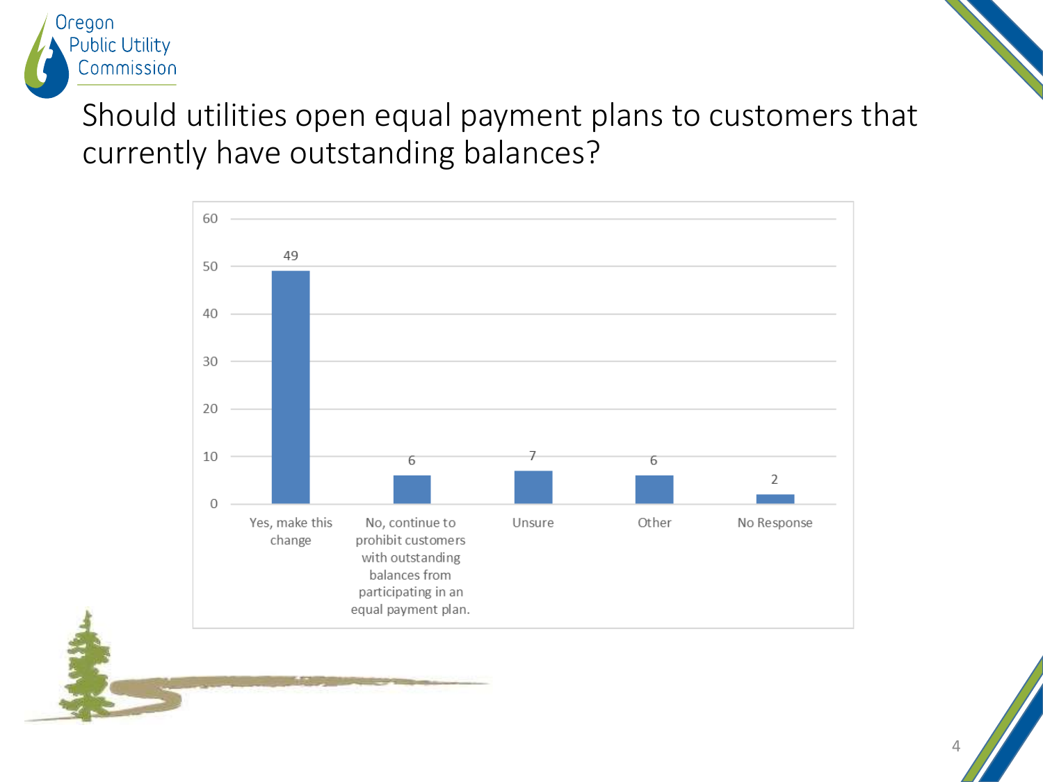# Should utilities open equal payment plans to customers that currently have outstanding balances?

| Response | Count |
|---|---|
| Yes, make this change | 49 |
| No, continue to prohibit customers with outstanding balances from participating in an equal payment plan. | 6 |
| Unsure | 7 |
| Other | 6 |
| No Response | 2 |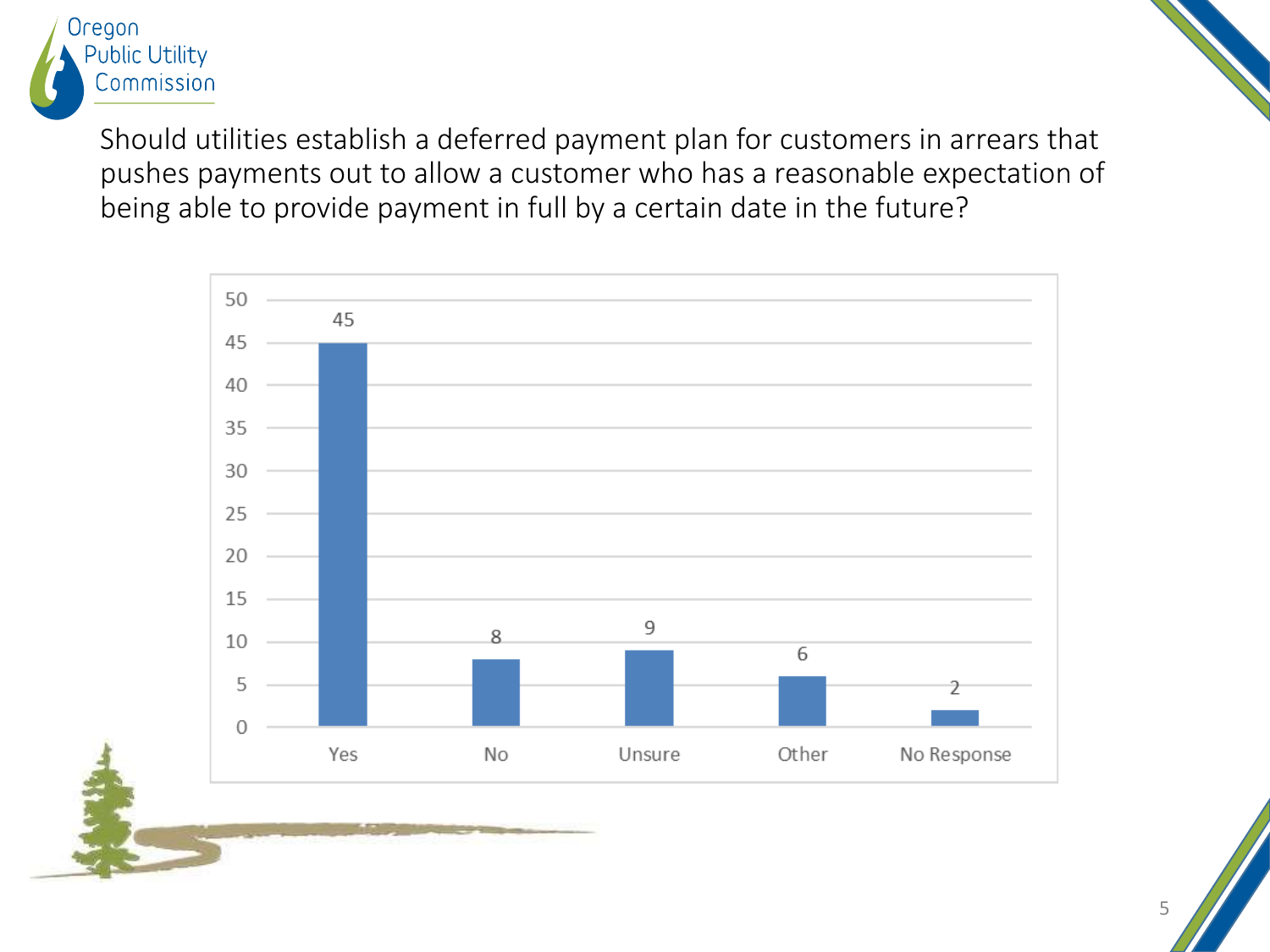Should utilities establish a deferred payment plan for customers in arrears that pushes payments out to allow a customer who has a reasonable expectation of being able to provide payment in full by a certain date in the future?

| Response | Count |
| --- | --- |
| Yes | 45 |
| No | 8 |
| Unsure | 9 |
| Other | 6 |
| No Response | 2 |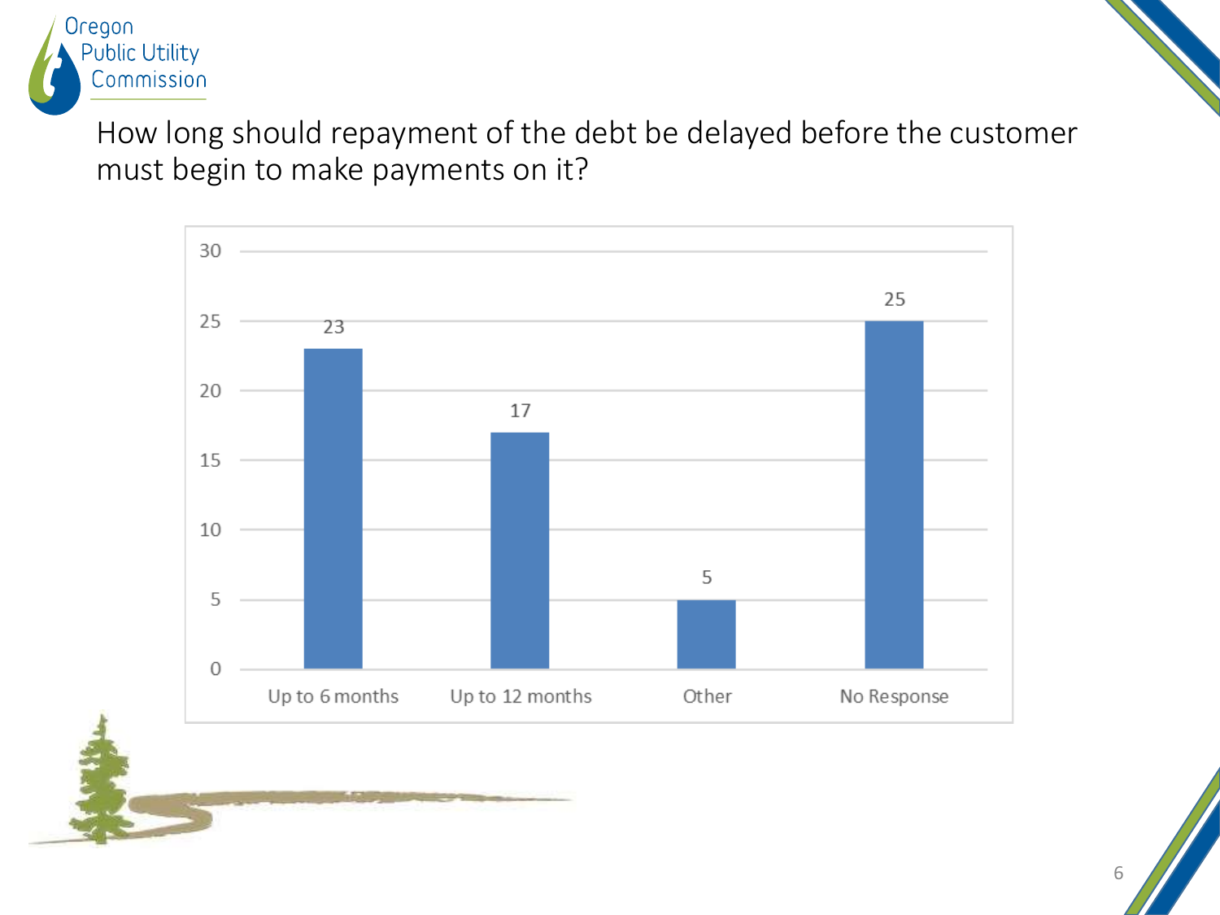## How long should repayment of the debt be delayed before the customer must begin to make payments on it?

| Response | Count |
|---|---|
| Up to 6 months | 23 |
| Up to 12 months | 17 |
| Other | 5 |
| No Response | 25 |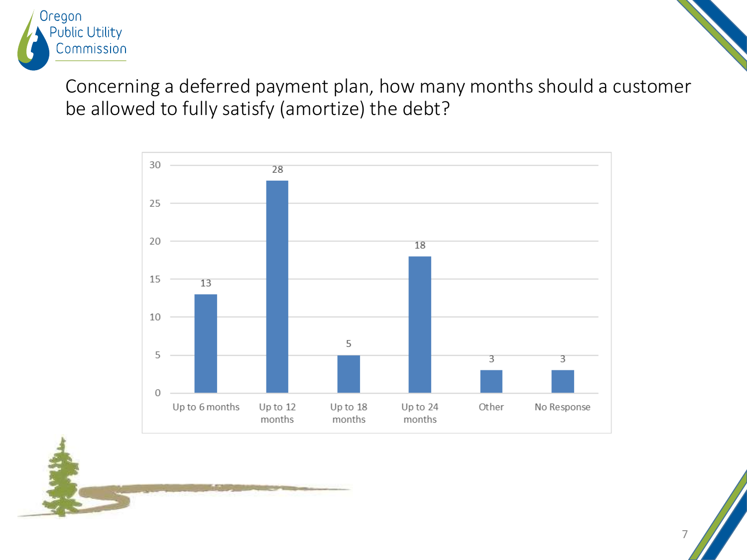## Concerning a deferred payment plan, how many months should a customer be allowed to fully satisfy (amortize) the debt?

| Response | Count |
|---|---|
| Up to 6 months | 13 |
| Up to 12 months | 28 |
| Up to 18 months | 5 |
| Up to 24 months | 18 |
| Other | 3 |
| No Response | 3 |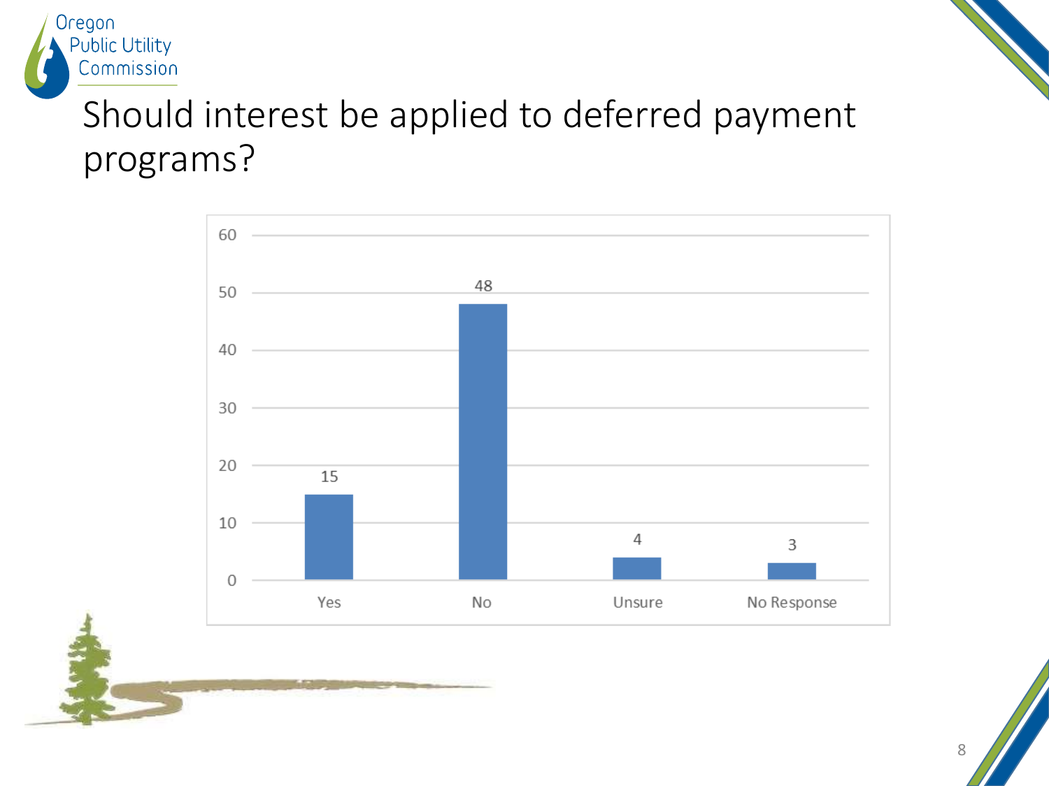# Should interest be applied to deferred payment programs?

| Response | Count |
| --- | --- |
| Yes | 15 |
| No | 48 |
| Unsure | 4 |
| No Response | 3 |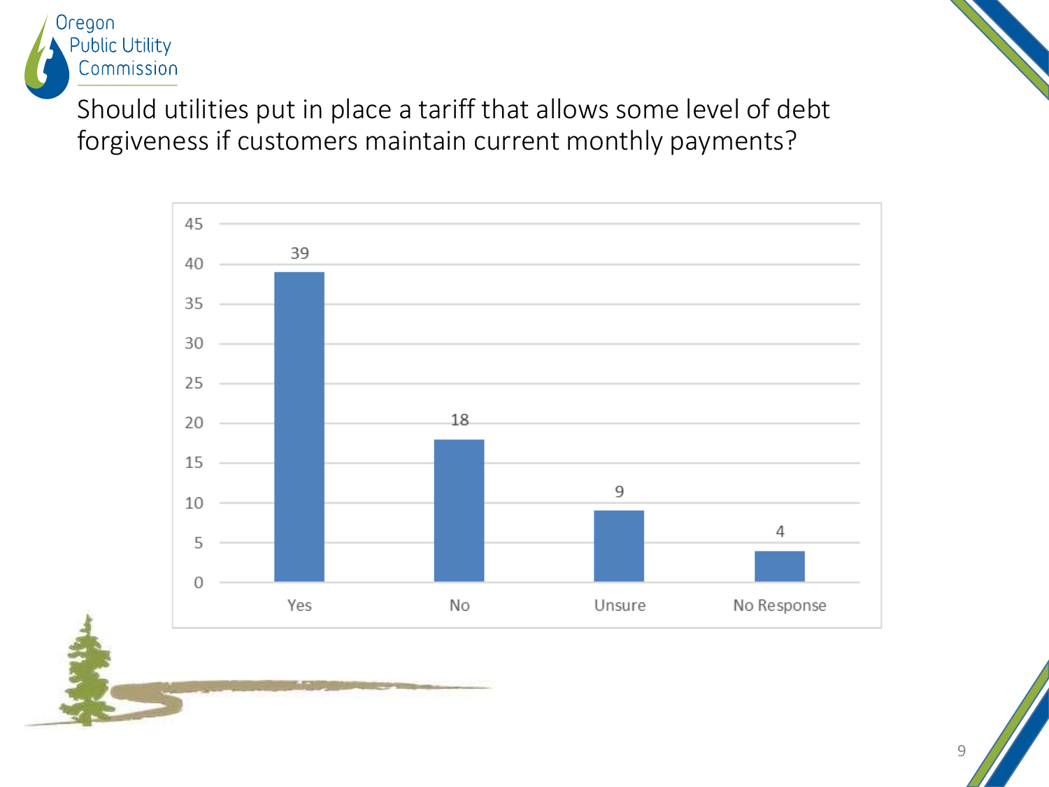# Should utilities put in place a tariff that allows some level of debt forgiveness if customers maintain current monthly payments?

| Response | Count |
| --- | --- |
| Yes | 39 |
| No | 18 |
| Unsure | 9 |
| No Response | 4 |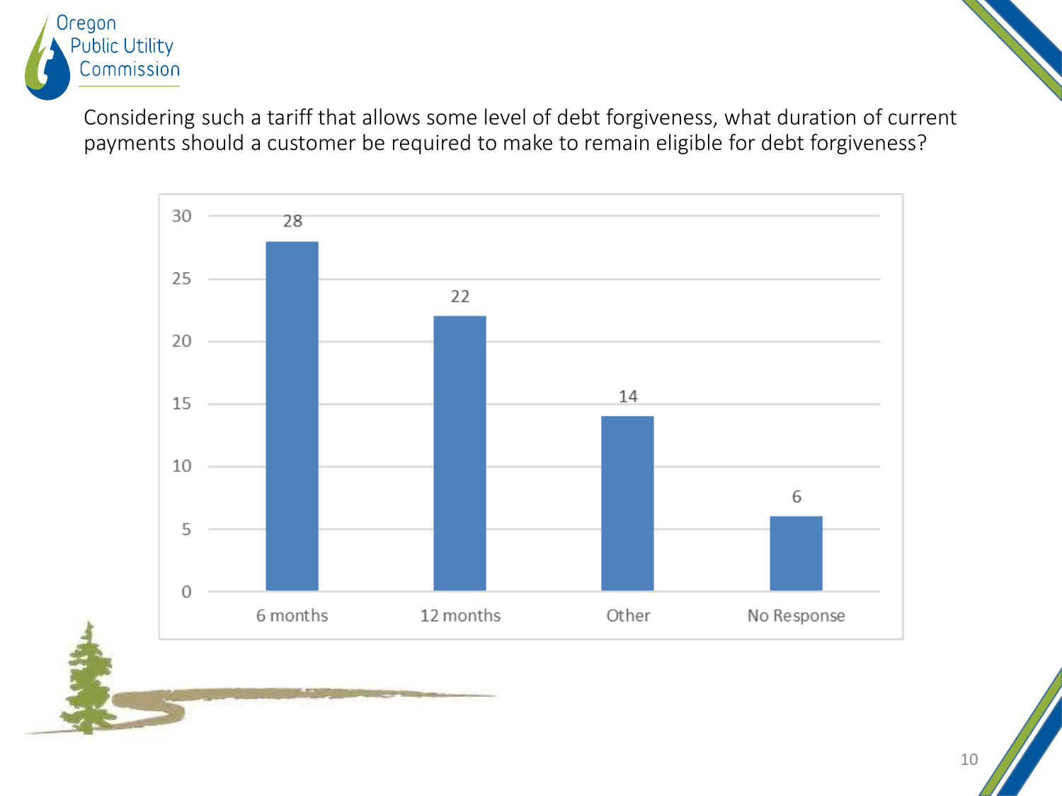Considering such a tariff that allows some level of debt forgiveness, what duration of current payments should a customer be required to make to remain eligible for debt forgiveness?

| Response | Count |
| --- | --- |
| 6 months | 28 |
| 12 months | 22 |
| Other | 14 |
| No Response | 6 |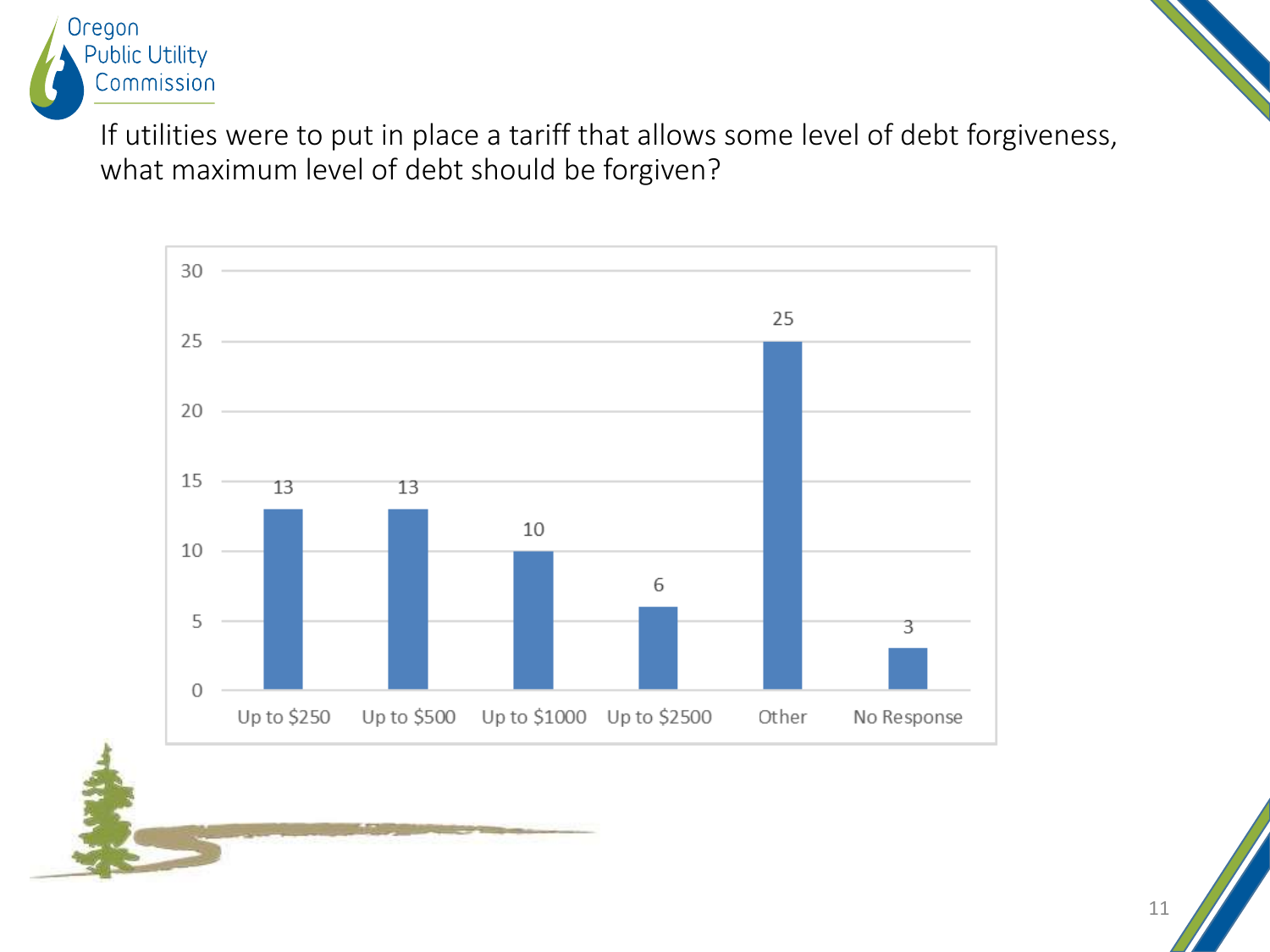If utilities were to put in place a tariff that allows some level of debt forgiveness, what maximum level of debt should be forgiven?

| Response | Count |
| --- | --- |
| Up to $250 | 13 |
| Up to $500 | 13 |
| Up to $1000 | 10 |
| Up to $2500 | 6 |
| Other | 25 |
| No Response | 3 |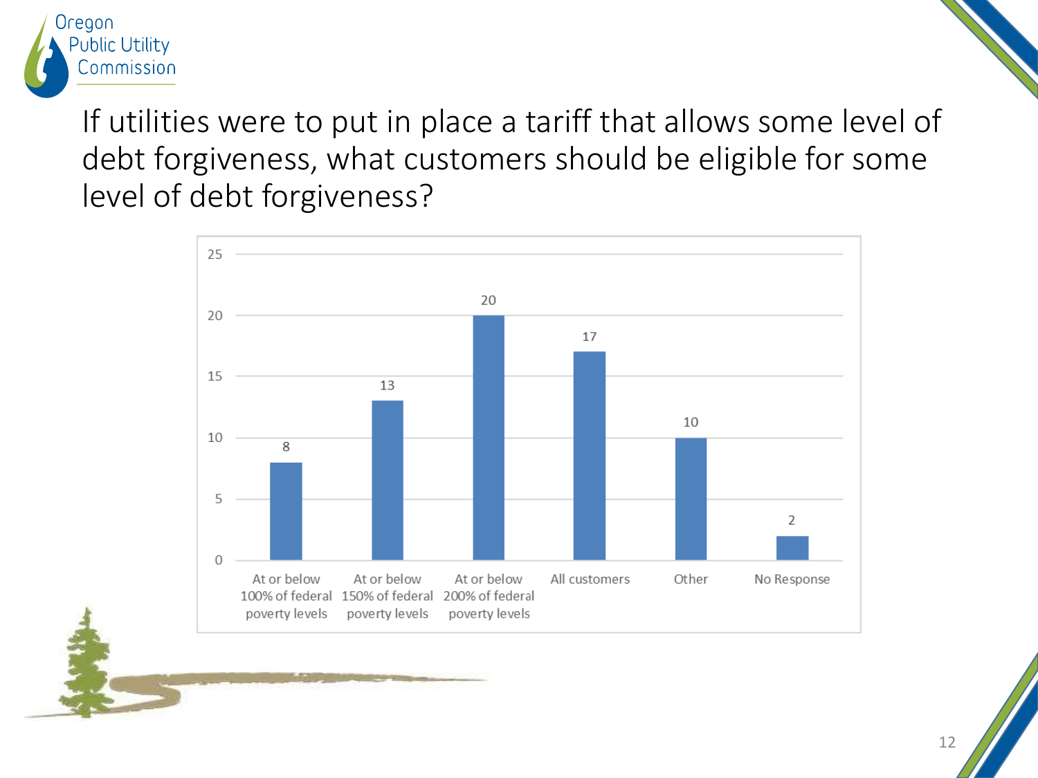# If utilities were to put in place a tariff that allows some level of debt forgiveness, what customers should be eligible for some level of debt forgiveness?

| Response | Count |
| --- | --- |
| At or below 100% of federal poverty levels | 8 |
| At or below 150% of federal poverty levels | 13 |
| At or below 200% of federal poverty levels | 20 |
| All customers | 17 |
| Other | 10 |
| No Response | 2 |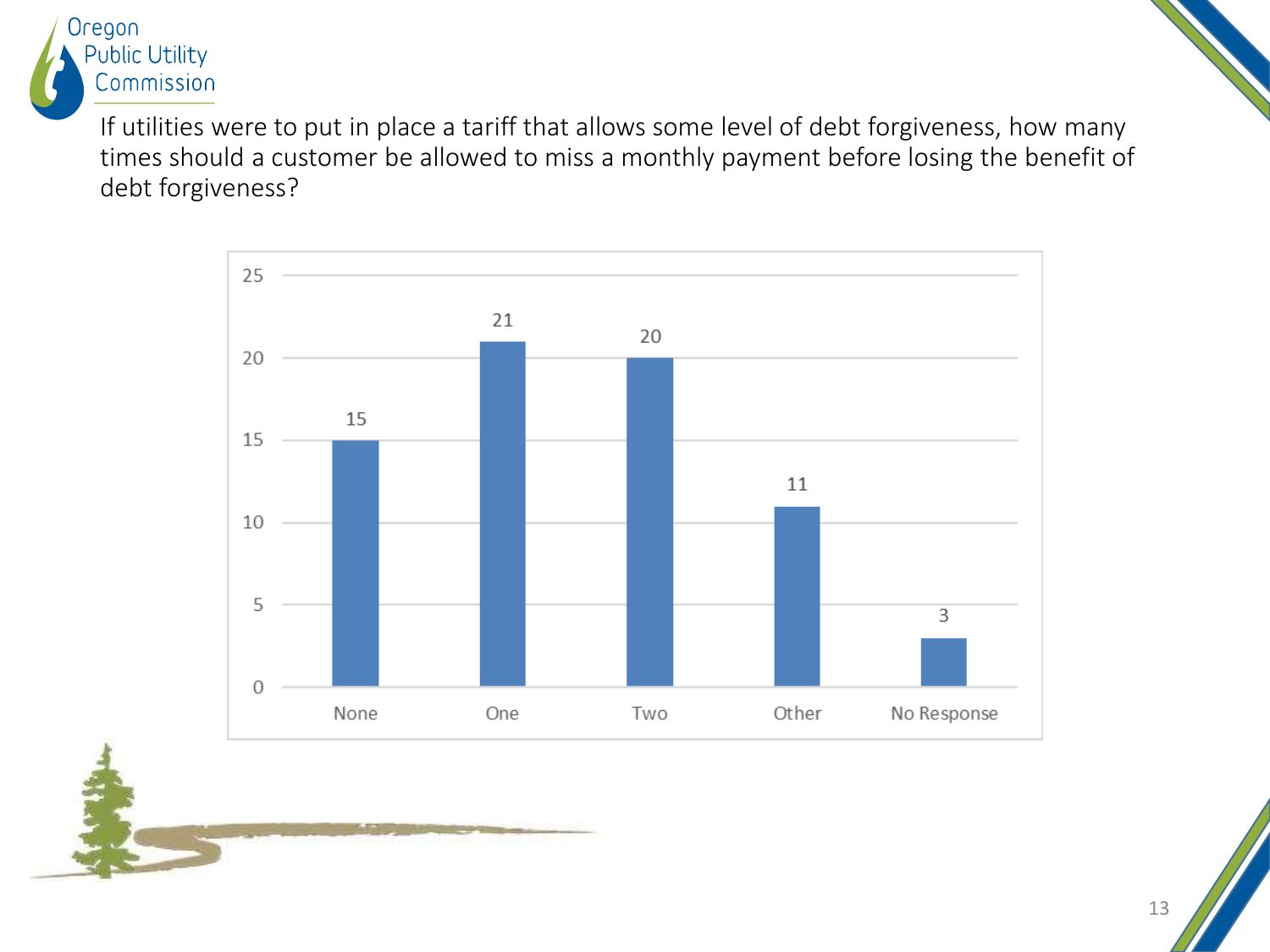If utilities were to put in place a tariff that allows some level of debt forgiveness, how many times should a customer be allowed to miss a monthly payment before losing the benefit of debt forgiveness?

| Response | Count |
|---|---|
| None | 15 |
| One | 21 |
| Two | 20 |
| Other | 11 |
| No Response | 3 |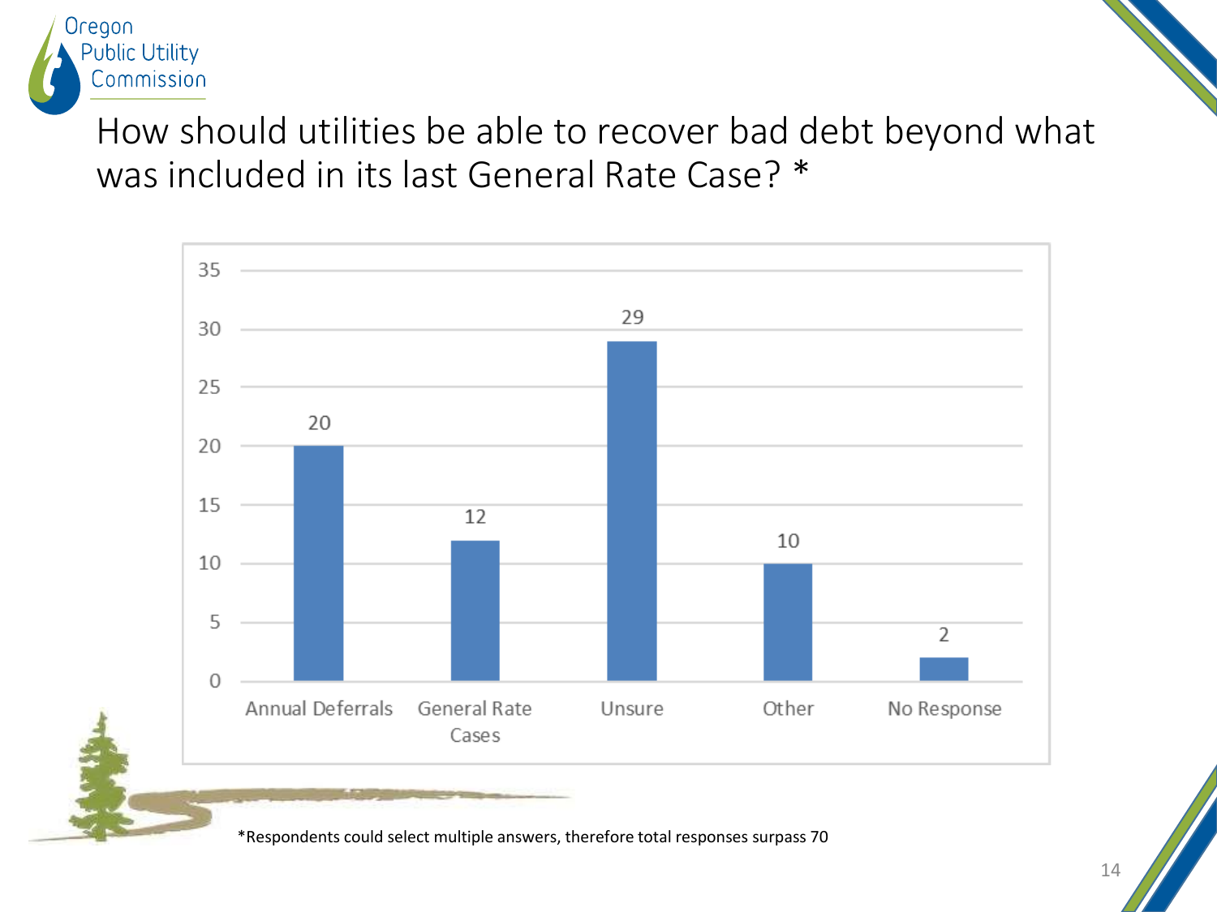# How should utilities be able to recover bad debt beyond what was included in its last General Rate Case? *

| Response | Count |
|---|---|
| Annual Deferrals | 20 |
| General Rate Cases | 12 |
| Unsure | 29 |
| Other | 10 |
| No Response | 2 |

*Respondents could select multiple answers, therefore total responses surpass 70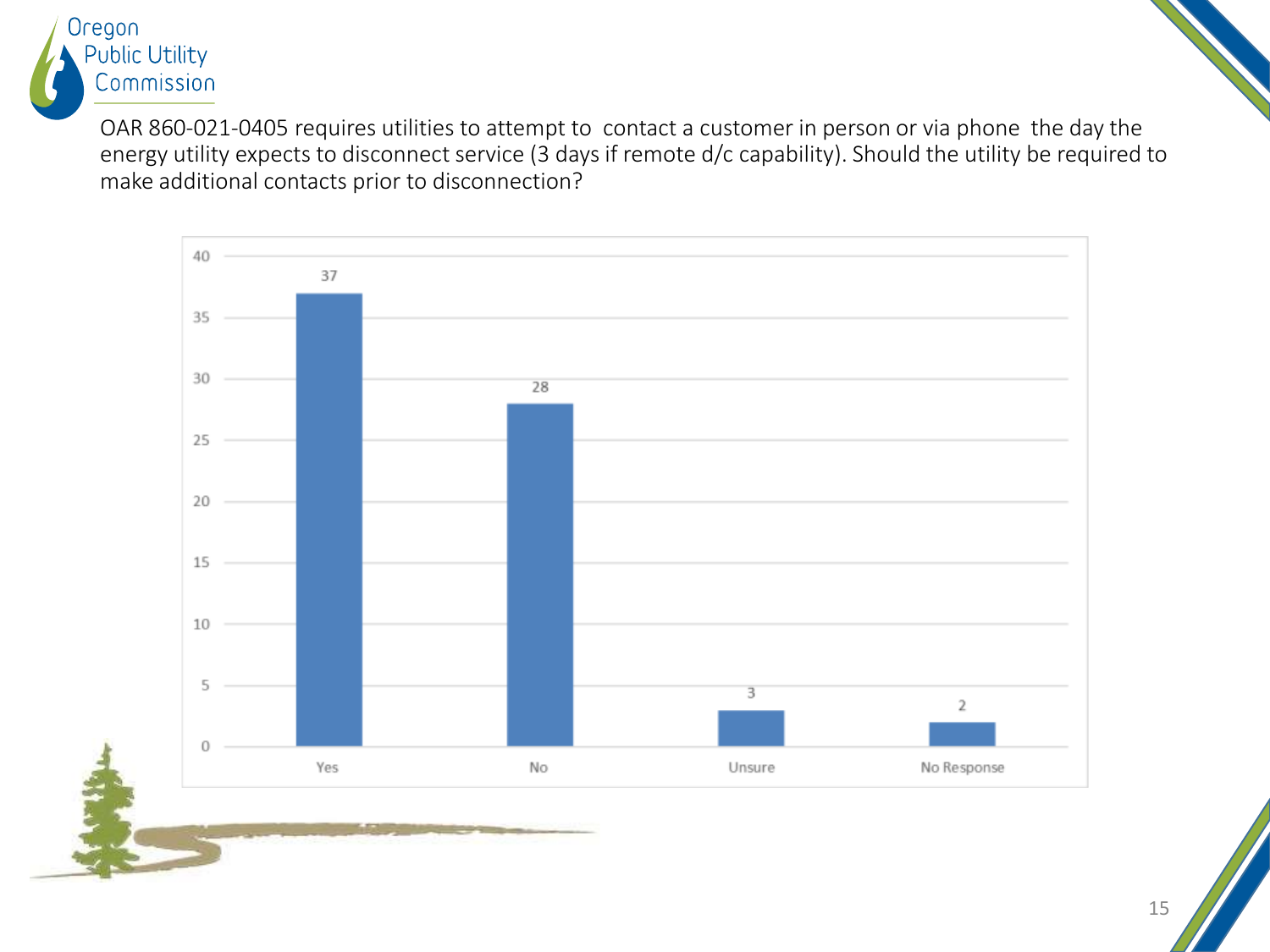OAR 860-021-0405 requires utilities to attempt to contact a customer in person or via phone the day the energy utility expects to disconnect service (3 days if remote d/c capability). Should the utility be required to make additional contacts prior to disconnection?

| Response | Count |
|---|---|
| Yes | 37 |
| No | 28 |
| Unsure | 3 |
| No Response | 2 |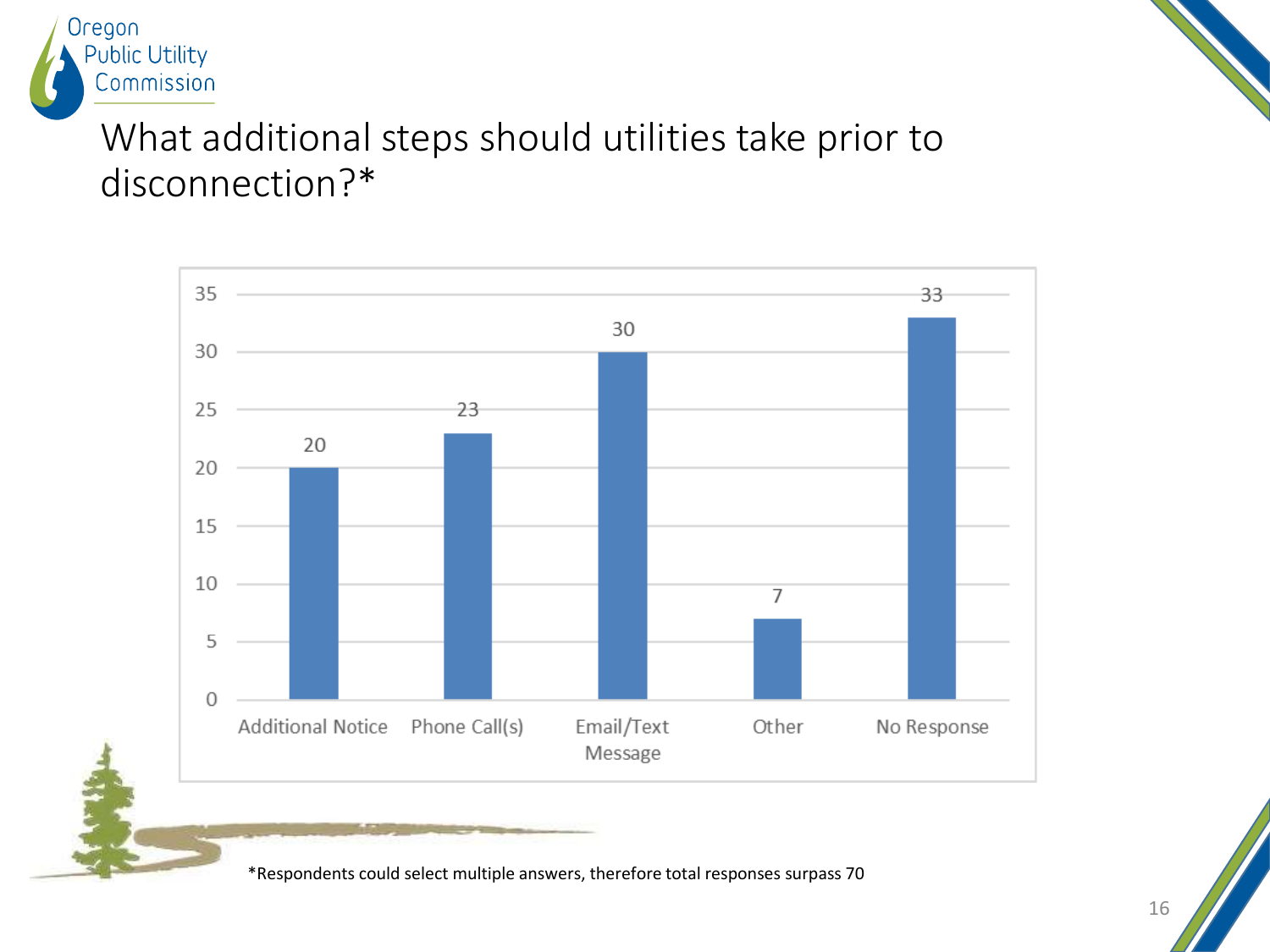# What additional steps should utilities take prior to disconnection?*

| Response | Count |
|---|---|
| Additional Notice | 20 |
| Phone Call(s) | 23 |
| Email/Text Message | 30 |
| Other | 7 |
| No Response | 33 |

*Respondents could select multiple answers, therefore total responses surpass 70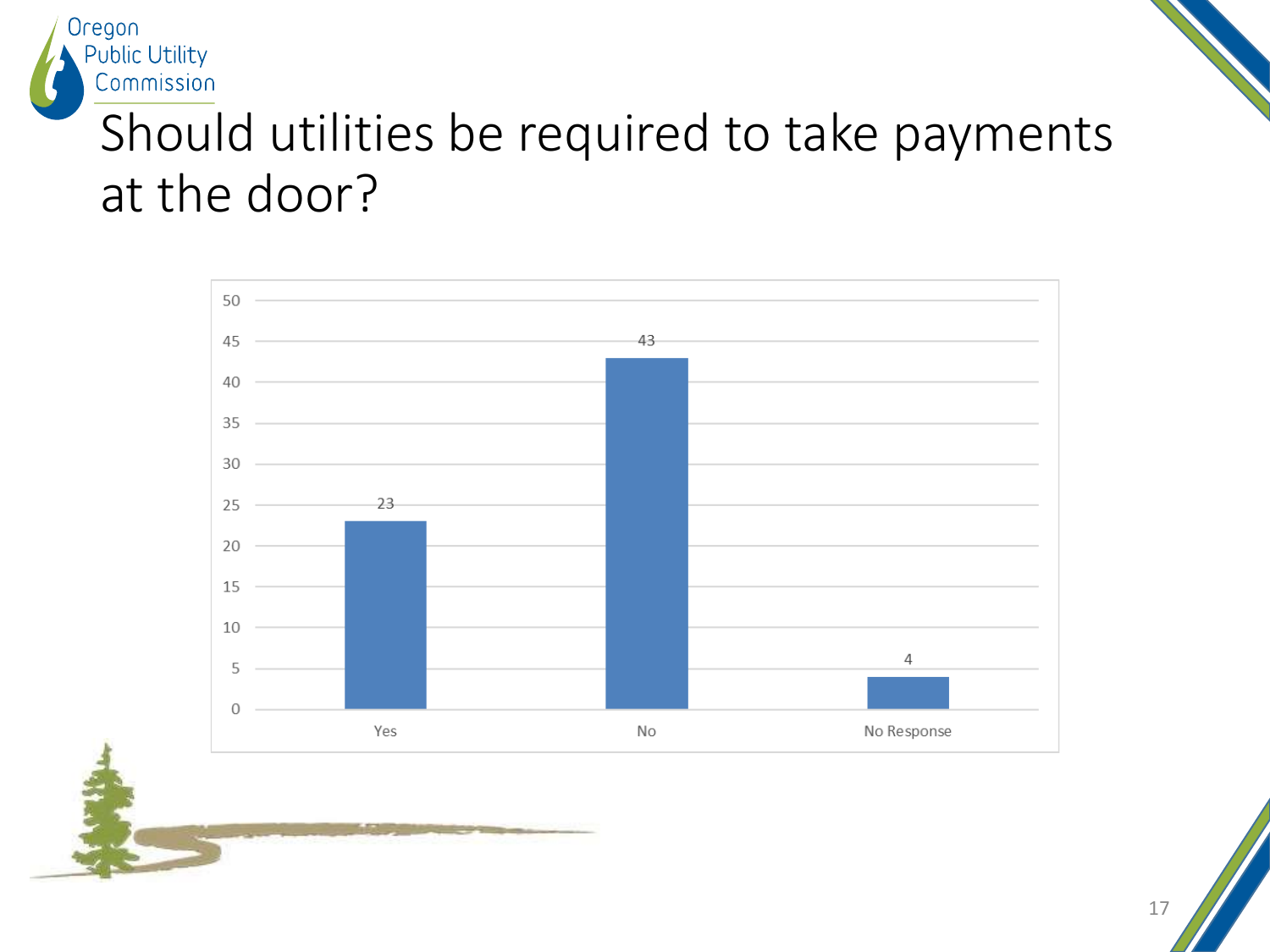# Should utilities be required to take payments at the door?

| Response | Count |
| --- | --- |
| Yes | 23 |
| No | 43 |
| No Response | 4 |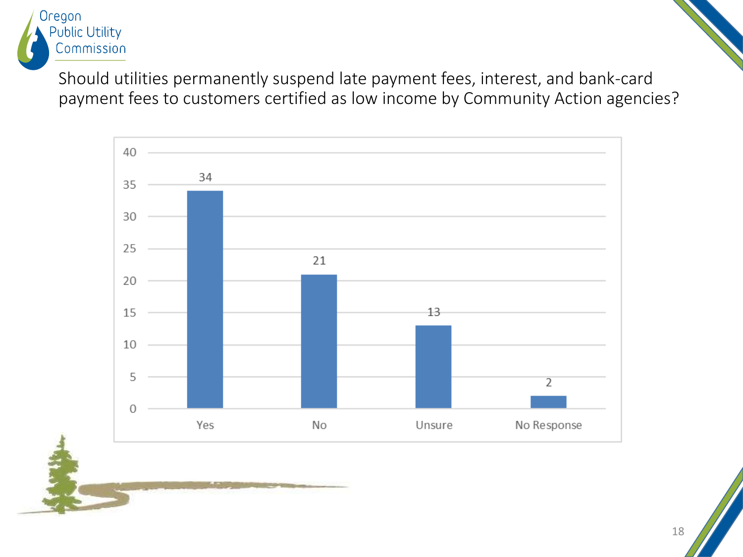Should utilities permanently suspend late payment fees, interest, and bank-card payment fees to customers certified as low income by Community Action agencies?

| Response | Count |
| --- | --- |
| Yes | 34 |
| No | 21 |
| Unsure | 13 |
| No Response | 2 |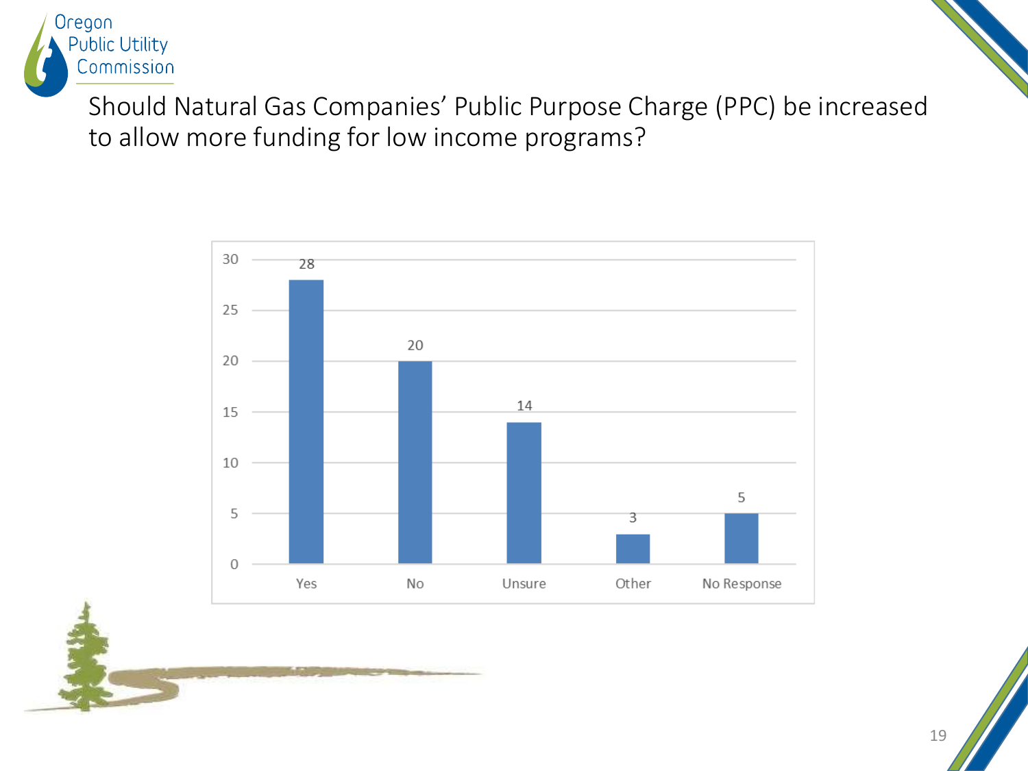# Should Natural Gas Companies' Public Purpose Charge (PPC) be increased to allow more funding for low income programs?

| Response | Count |
|---|---|
| Yes | 28 |
| No | 20 |
| Unsure | 14 |
| Other | 3 |
| No Response | 5 |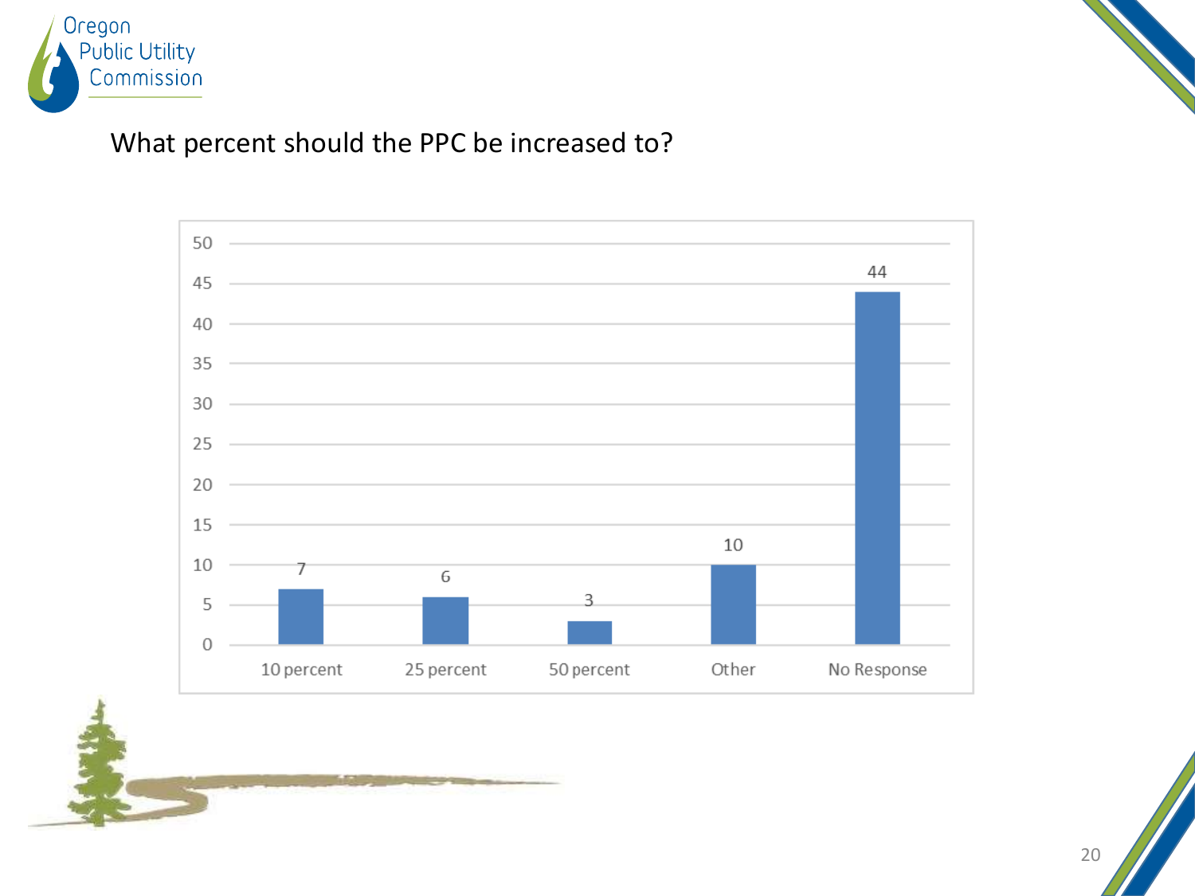## What percent should the PPC be increased to?

| Response | Count |
|---|---|
| 10 percent | 7 |
| 25 percent | 6 |
| 50 percent | 3 |
| Other | 10 |
| No Response | 44 |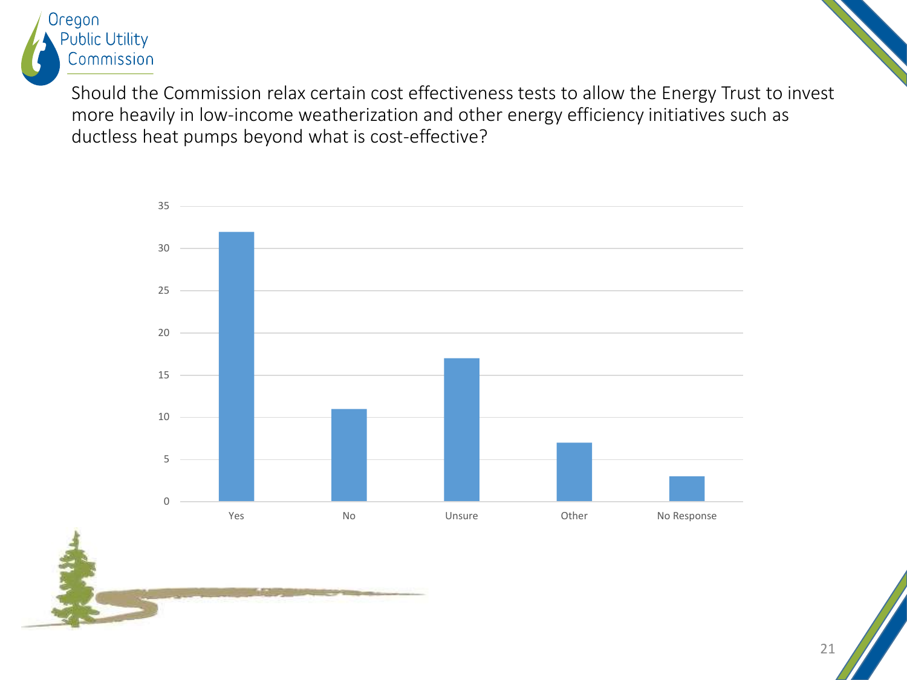Should the Commission relax certain cost effectiveness tests to allow the Energy Trust to invest more heavily in low-income weatherization and other energy efficiency initiatives such as ductless heat pumps beyond what is cost-effective?

| Response | Count |
| --- | --- |
| Yes | 32 |
| No | 11 |
| Unsure | 17 |
| Other | 7 |
| No Response | 3 |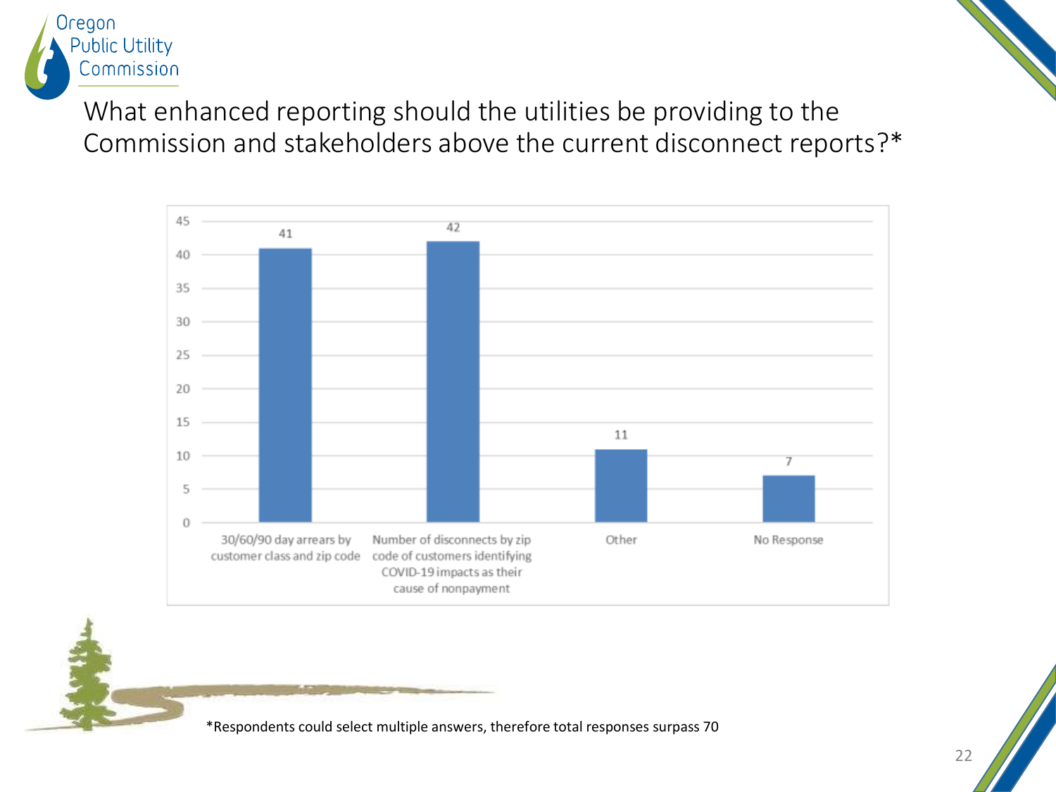# What enhanced reporting should the utilities be providing to the Commission and stakeholders above the current disconnect reports?*

| Response | Count |
|---|---|
| 30/60/90 day arrears by customer class and zip code | 41 |
| Number of disconnects by zip code of customers identifying COVID-19 impacts as their cause of nonpayment | 42 |
| Other | 11 |
| No Response | 7 |

*Respondents could select multiple answers, therefore total responses surpass 70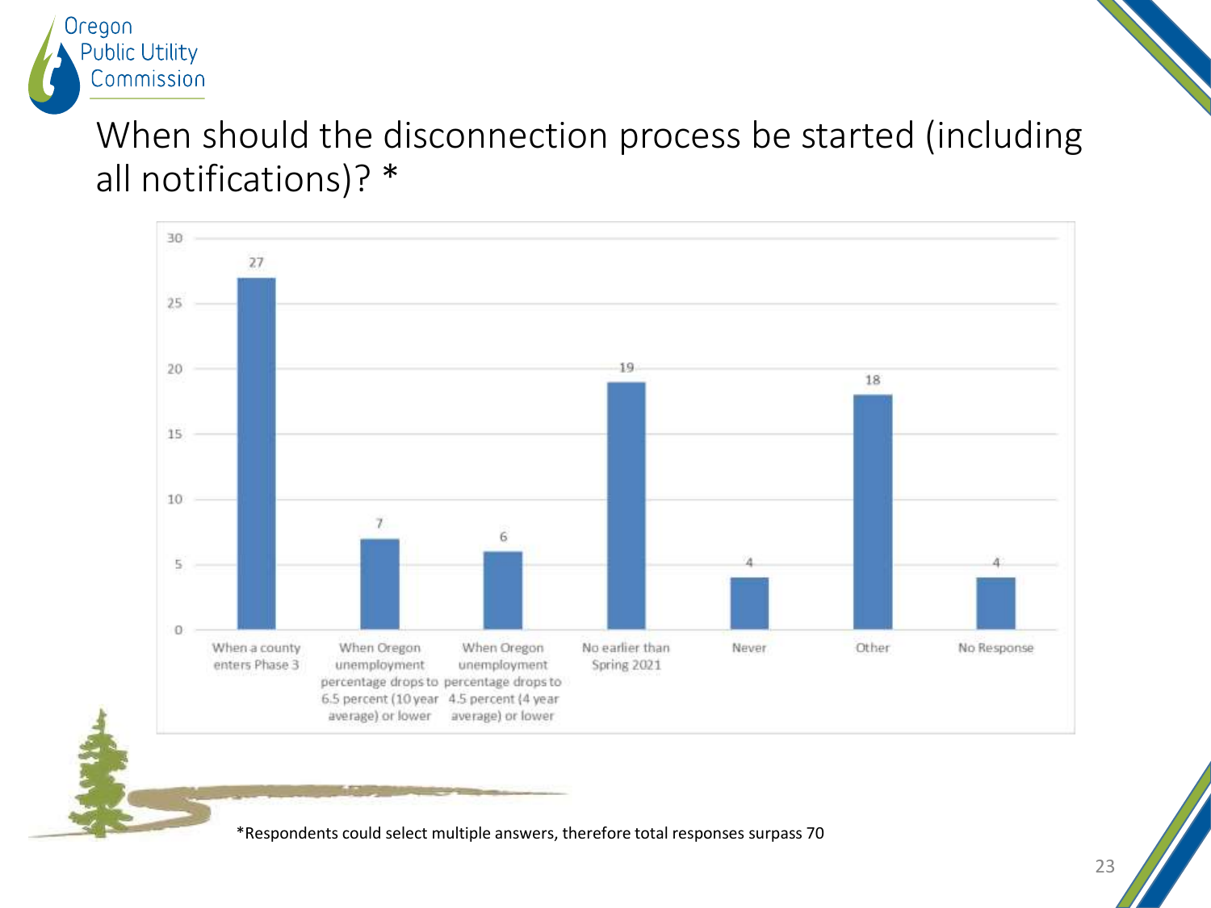# When should the disconnection process be started (including all notifications)? *

| Response | Count |
|---|---|
| When a county enters Phase 3 | 27 |
| When Oregon unemployment percentage drops to 6.5 percent (10 year average) or lower | 7 |
| When Oregon unemployment percentage drops to 4.5 percent (4 year average) or lower | 6 |
| No earlier than Spring 2021 | 19 |
| Never | 4 |
| Other | 18 |
| No Response | 4 |

*Respondents could select multiple answers, therefore total responses surpass 70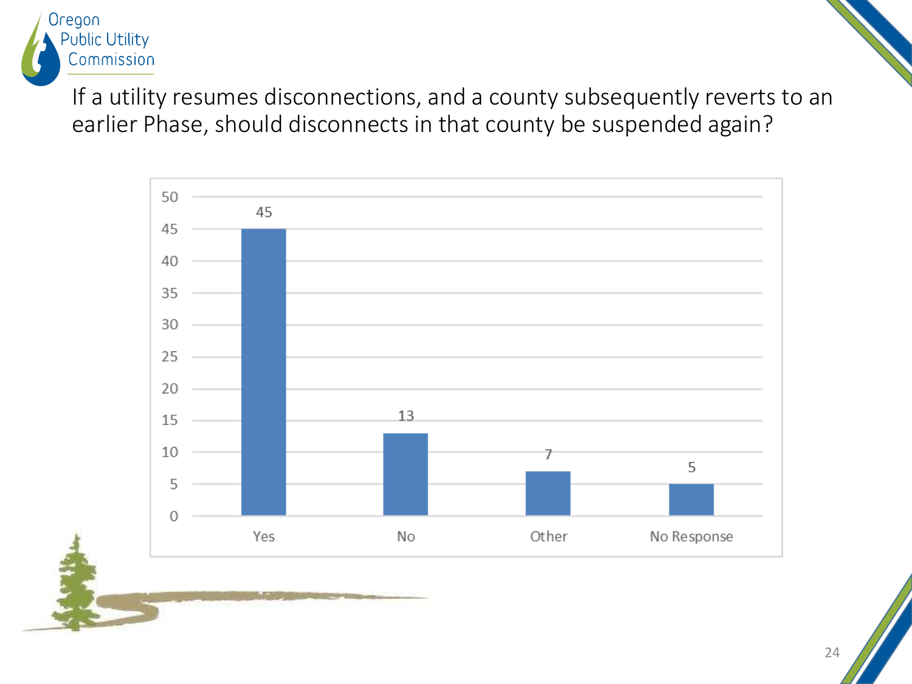If a utility resumes disconnections, and a county subsequently reverts to an earlier Phase, should disconnects in that county be suspended again?

| Response | Count |
|---|---|
| Yes | 45 |
| No | 13 |
| Other | 7 |
| No Response | 5 |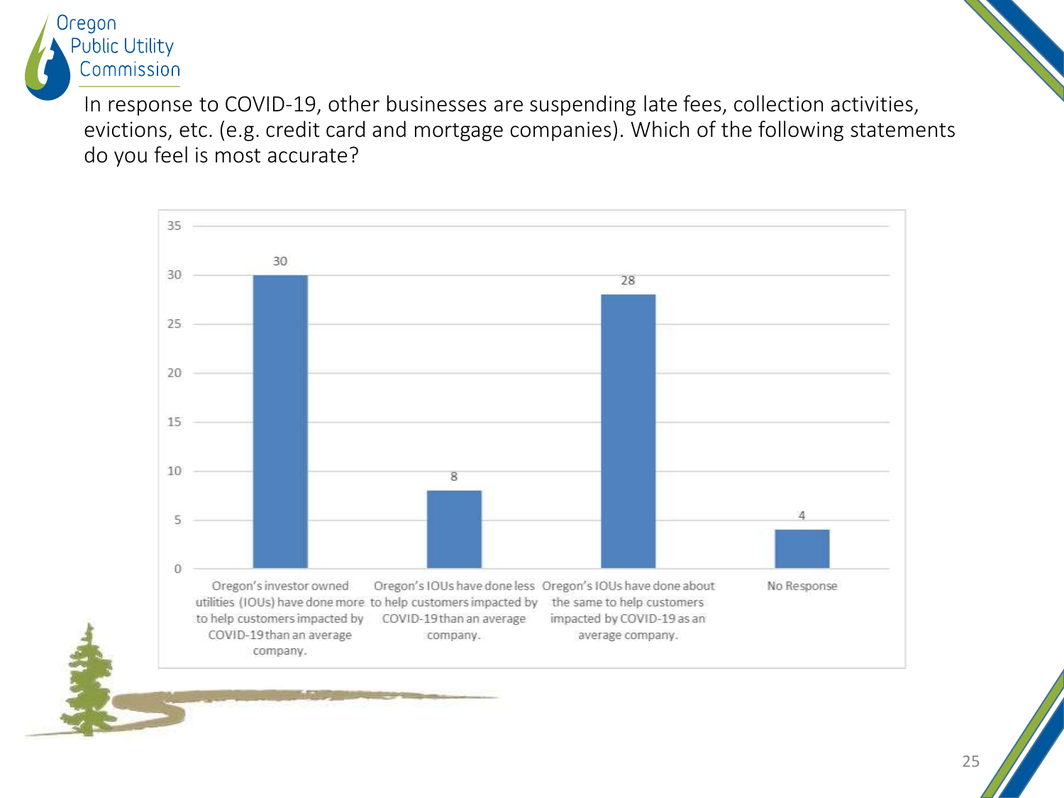In response to COVID-19, other businesses are suspending late fees, collection activities, evictions, etc. (e.g. credit card and mortgage companies). Which of the following statements do you feel is most accurate?

| Response | Count |
| --- | --- |
| Oregon's investor owned utilities (IOUs) have done more to help customers impacted by COVID-19 than an average company. | 30 |
| Oregon's IOUs have done less to help customers impacted by COVID-19 than an average company. | 8 |
| Oregon's IOUs have done about the same to help customers impacted by COVID-19 as an average company. | 28 |
| No Response | 4 |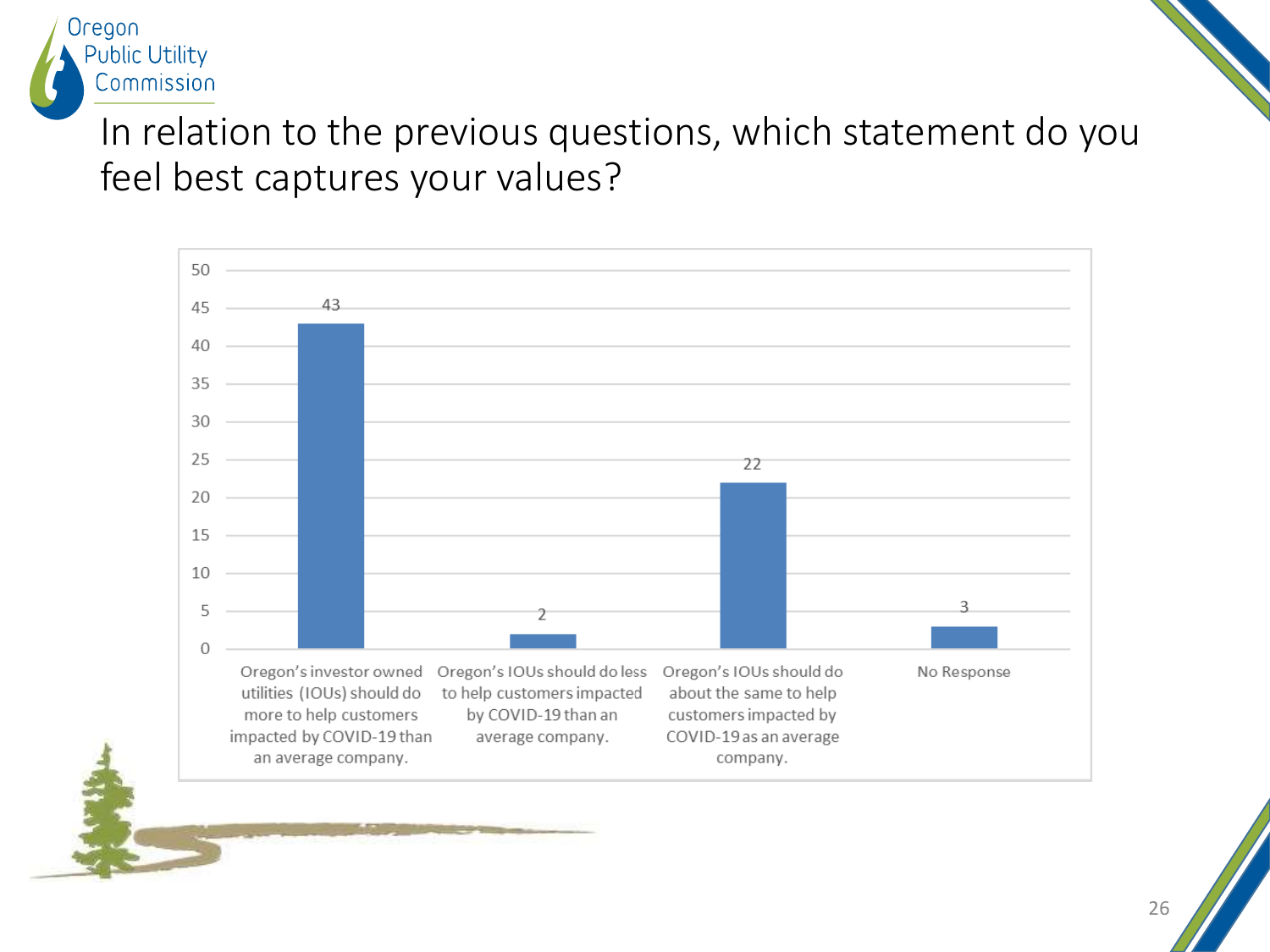# In relation to the previous questions, which statement do you feel best captures your values?

| Statement | Responses |
|---|---|
| Oregon's investor owned utilities (IOUs) should do more to help customers impacted by COVID-19 than an average company. | 43 |
| Oregon's IOUs should do less to help customers impacted by COVID-19 than an average company. | 2 |
| Oregon's IOUs should do about the same to help customers impacted by COVID-19 as an average company. | 22 |
| No Response | 3 |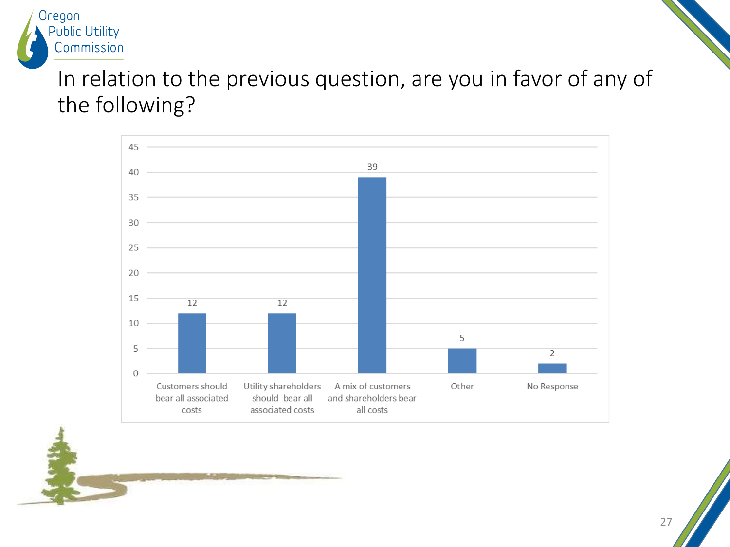# In relation to the previous question, are you in favor of any of the following?

45
40
35
30
25
20
15
10
5
0

12
12
39
5
2

Customers should bear all associated costs
Utility shareholders should bear all associated costs
A mix of customers and shareholders bear all costs
Other
No Response